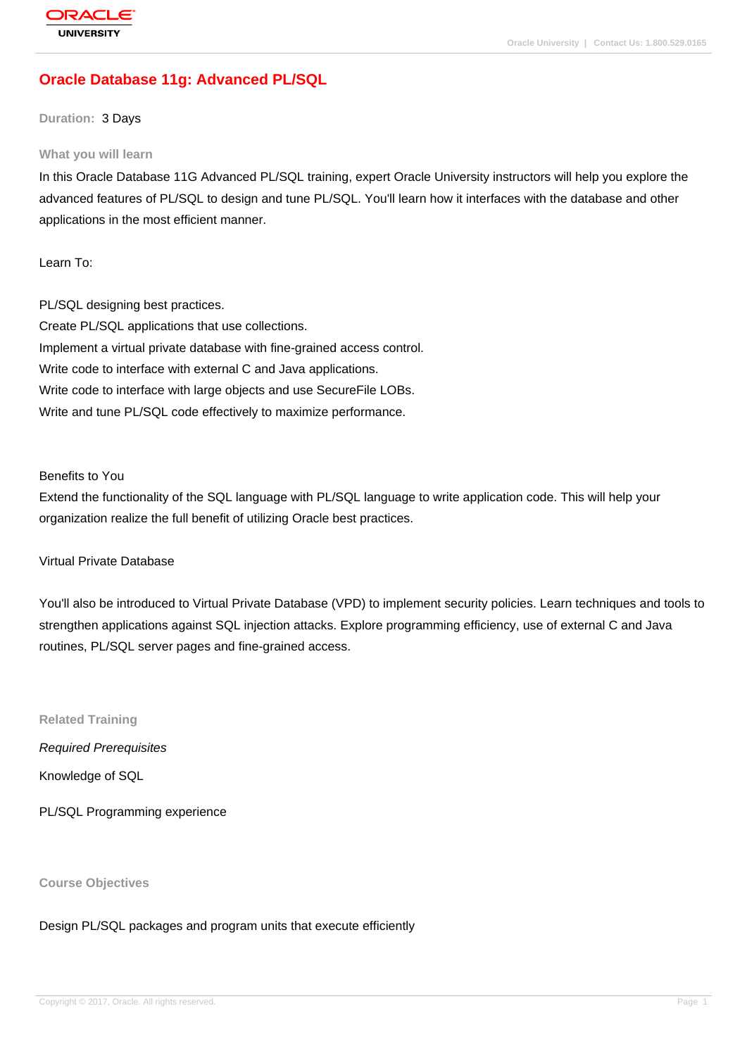# Oracle Database 11g: Advanced PL/SQL

**Duration:** 3 Days

## What you will learn

In this Oracle Database 11G Advanced PL/SQL training, expert Oracle University instructors will help you explore the advanced features of PL/SQL to design and tune PL/SQL. You'll learn how it interfaces with the database and other applications in the most efficient manner.

Learn To:

PL/SQL designing best practices.
Create PL/SQL applications that use collections.
Implement a virtual private database with fine-grained access control.
Write code to interface with external C and Java applications.
Write code to interface with large objects and use SecureFile LOBs.
Write and tune PL/SQL code effectively to maximize performance.

Benefits to You
Extend the functionality of the SQL language with PL/SQL language to write application code. This will help your organization realize the full benefit of utilizing Oracle best practices.

Virtual Private Database

You'll also be introduced to Virtual Private Database (VPD) to implement security policies. Learn techniques and tools to strengthen applications against SQL injection attacks. Explore programming efficiency, use of external C and Java routines, PL/SQL server pages and fine-grained access.

## Related Training

*Required Prerequisites*

Knowledge of SQL

PL/SQL Programming experience

## Course Objectives

Design PL/SQL packages and program units that execute efficiently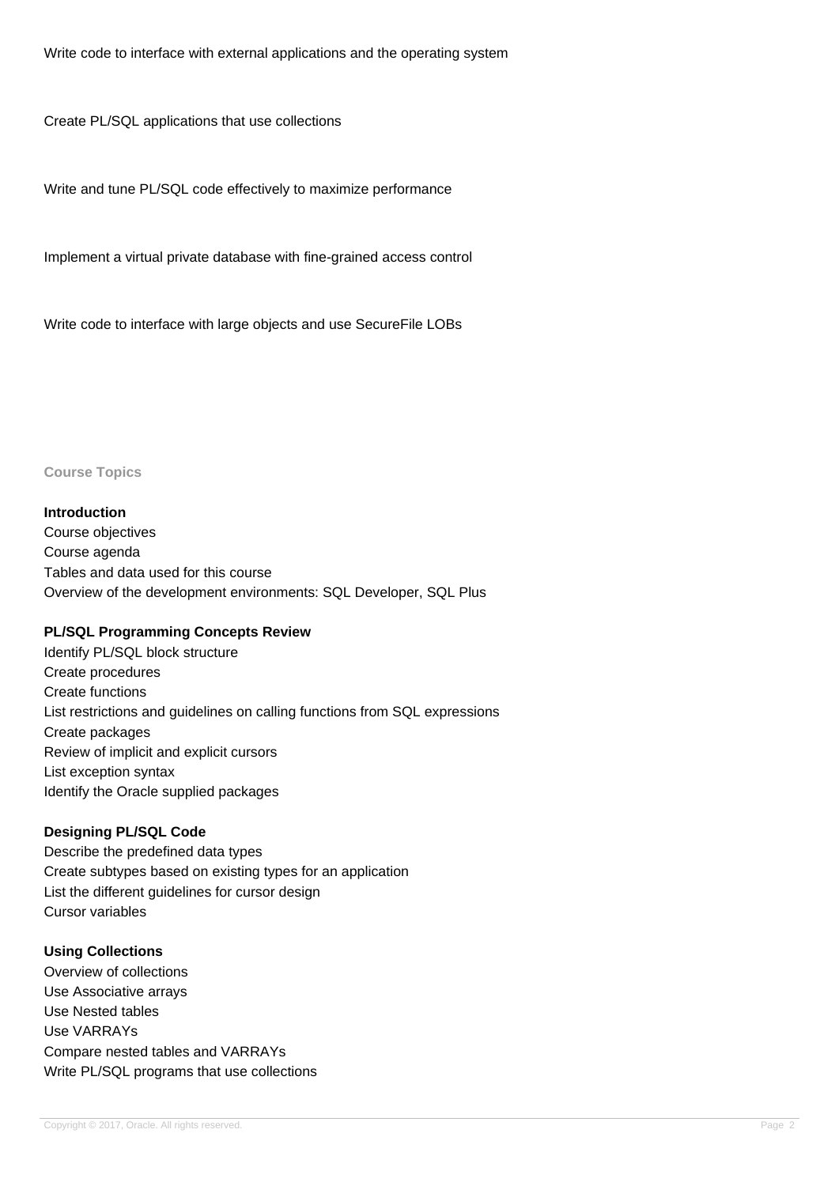Write code to interface with external applications and the operating system

Create PL/SQL applications that use collections

Write and tune PL/SQL code effectively to maximize performance

Implement a virtual private database with fine-grained access control

Write code to interface with large objects and use SecureFile LOBs

## Course Topics

**Introduction**
Course objectives
Course agenda
Tables and data used for this course
Overview of the development environments: SQL Developer, SQL Plus

**PL/SQL Programming Concepts Review**
Identify PL/SQL block structure
Create procedures
Create functions
List restrictions and guidelines on calling functions from SQL expressions
Create packages
Review of implicit and explicit cursors
List exception syntax
Identify the Oracle supplied packages

**Designing PL/SQL Code**
Describe the predefined data types
Create subtypes based on existing types for an application
List the different guidelines for cursor design
Cursor variables

**Using Collections**
Overview of collections
Use Associative arrays
Use Nested tables
Use VARRAYs
Compare nested tables and VARRAYs
Write PL/SQL programs that use collections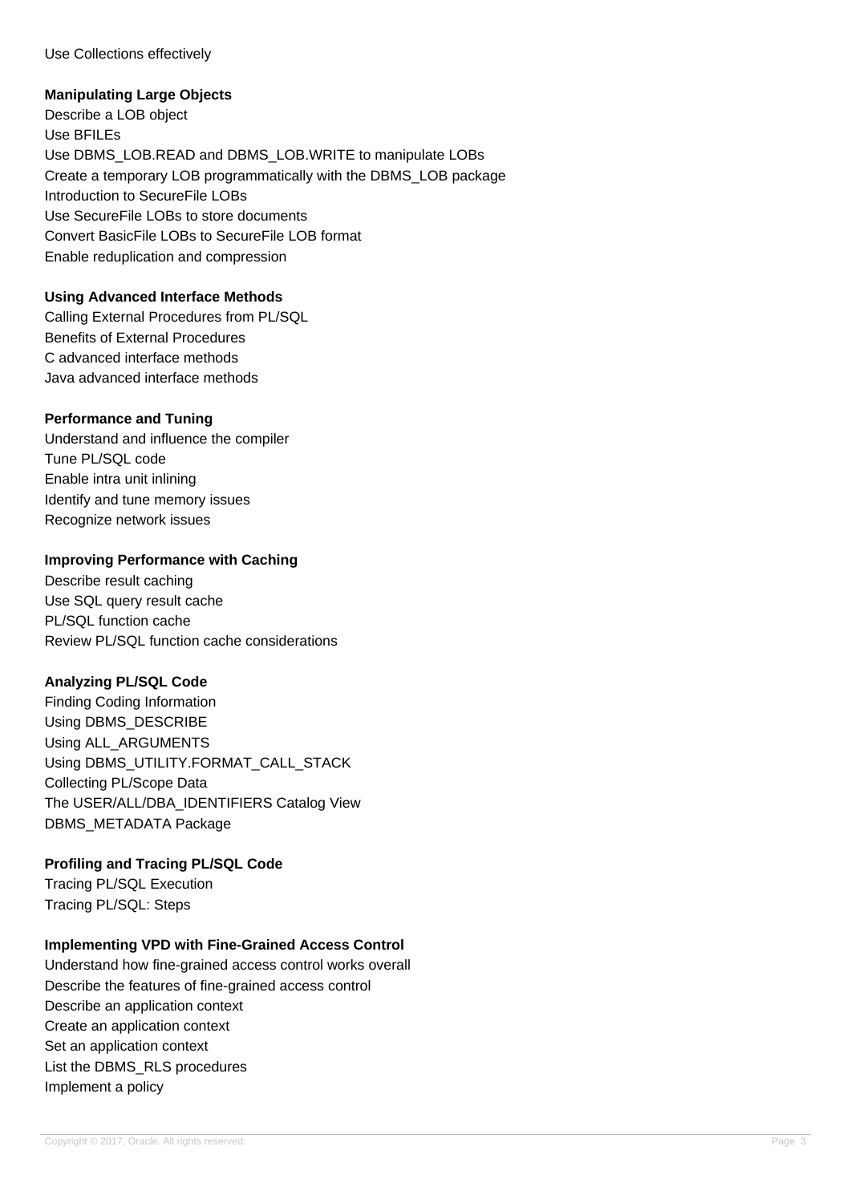Use Collections effectively

**Manipulating Large Objects**

Describe a LOB object
Use BFILEs
Use DBMS_LOB.READ and DBMS_LOB.WRITE to manipulate LOBs
Create a temporary LOB programmatically with the DBMS_LOB package
Introduction to SecureFile LOBs
Use SecureFile LOBs to store documents
Convert BasicFile LOBs to SecureFile LOB format
Enable reduplication and compression

**Using Advanced Interface Methods**

Calling External Procedures from PL/SQL
Benefits of External Procedures
C advanced interface methods
Java advanced interface methods

**Performance and Tuning**

Understand and influence the compiler
Tune PL/SQL code
Enable intra unit inlining
Identify and tune memory issues
Recognize network issues

**Improving Performance with Caching**

Describe result caching
Use SQL query result cache
PL/SQL function cache
Review PL/SQL function cache considerations

**Analyzing PL/SQL Code**

Finding Coding Information
Using DBMS_DESCRIBE
Using ALL_ARGUMENTS
Using DBMS_UTILITY.FORMAT_CALL_STACK
Collecting PL/Scope Data
The USER/ALL/DBA_IDENTIFIERS Catalog View
DBMS_METADATA Package

**Profiling and Tracing PL/SQL Code**

Tracing PL/SQL Execution
Tracing PL/SQL: Steps

**Implementing VPD with Fine-Grained Access Control**

Understand how fine-grained access control works overall
Describe the features of fine-grained access control
Describe an application context
Create an application context
Set an application context
List the DBMS_RLS procedures
Implement a policy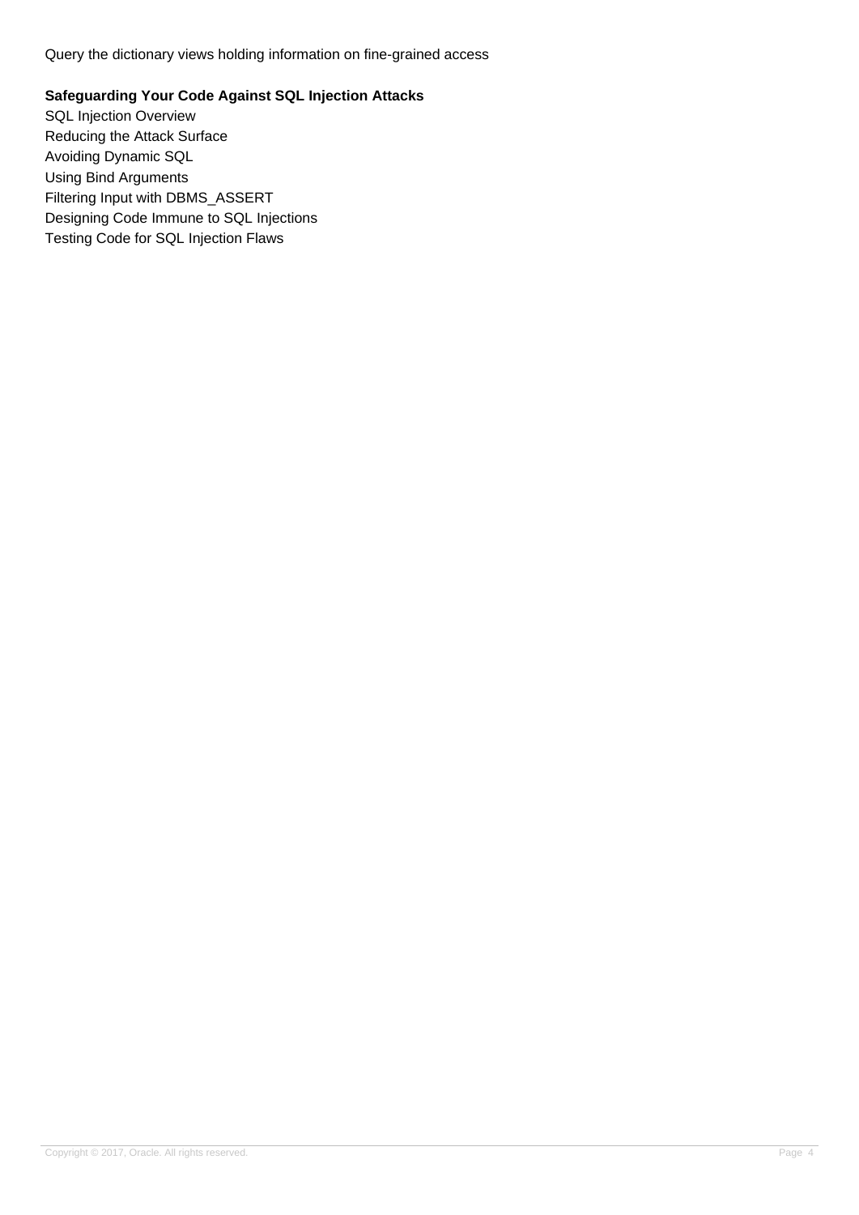Query the dictionary views holding information on fine-grained access

**Safeguarding Your Code Against SQL Injection Attacks**

SQL Injection Overview
Reducing the Attack Surface
Avoiding Dynamic SQL
Using Bind Arguments
Filtering Input with DBMS_ASSERT
Designing Code Immune to SQL Injections
Testing Code for SQL Injection Flaws